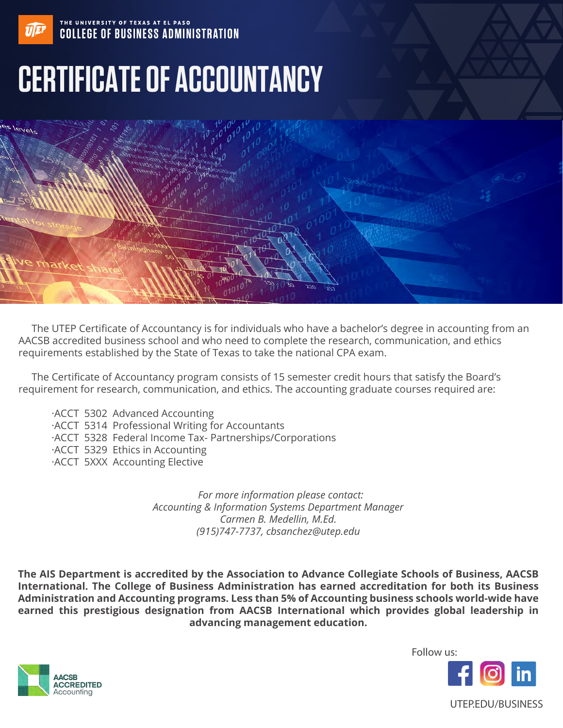THE UNIVERSITY OF TEXAS AT EL PASO
COLLEGE OF BUSINESS ADMINISTRATION

# CERTIFICATE OF ACCOUNTANCY

The UTEP Certificate of Accountancy is for individuals who have a bachelor's degree in accounting from an AACSB accredited business school and who need to complete the research, communication, and ethics requirements established by the State of Texas to take the national CPA exam.

The Certificate of Accountancy program consists of 15 semester credit hours that satisfy the Board's requirement for research, communication, and ethics. The accounting graduate courses required are:

- ACCT 5302 Advanced Accounting
- ACCT 5314 Professional Writing for Accountants
- ACCT 5328 Federal Income Tax- Partnerships/Corporations
- ACCT 5329 Ethics in Accounting
- ACCT 5XXX Accounting Elective

*For more information please contact:*
*Accounting & Information Systems Department Manager*
*Carmen B. Medellin, M.Ed.*
*(915)747-7737, cbsanchez@utep.edu*

**The AIS Department is accredited by the Association to Advance Collegiate Schools of Business, AACSB International. The College of Business Administration has earned accreditation for both its Business Administration and Accounting programs. Less than 5% of Accounting business schools world-wide have earned this prestigious designation from AACSB International which provides global leadership in advancing management education.**

AACSB ACCREDITED Accounting

Follow us:

UTEP.EDU/BUSINESS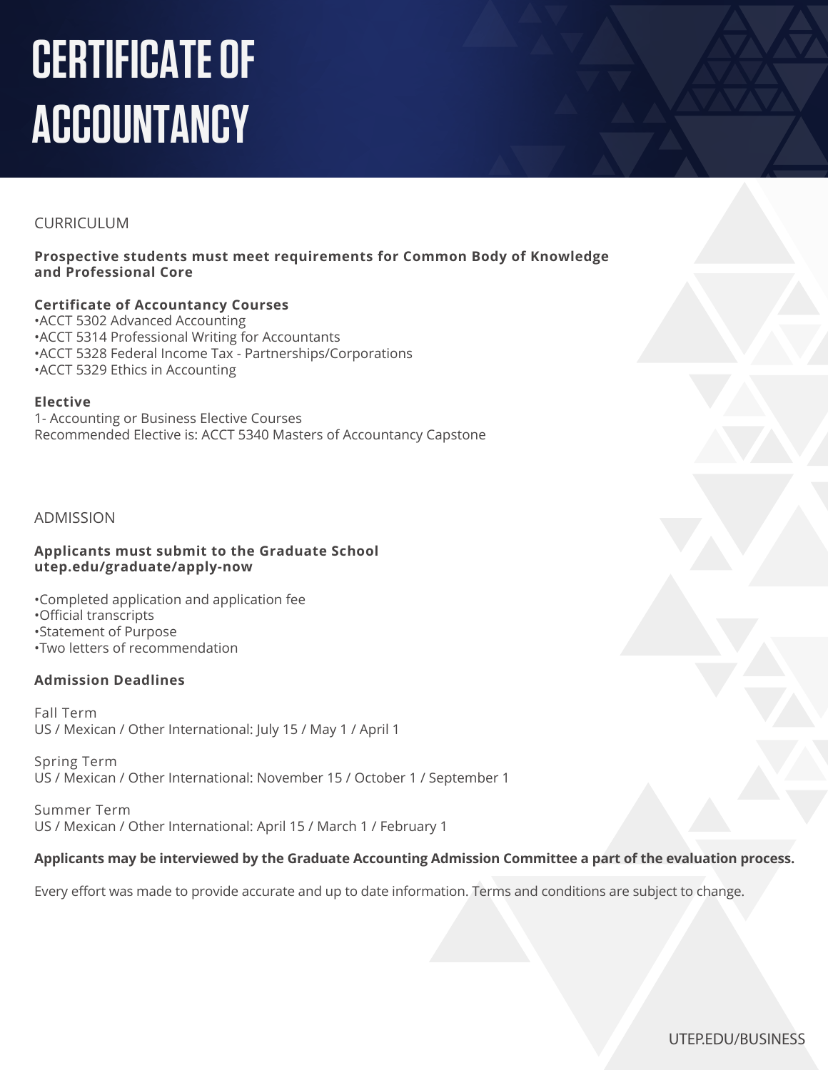# CERTIFICATE OF ACCOUNTANCY

## CURRICULUM

**Prospective students must meet requirements for Common Body of Knowledge and Professional Core**

**Certificate of Accountancy Courses**

- •ACCT 5302 Advanced Accounting
- •ACCT 5314 Professional Writing for Accountants
- •ACCT 5328 Federal Income Tax - Partnerships/Corporations
- •ACCT 5329 Ethics in Accounting

**Elective**

1- Accounting or Business Elective Courses
Recommended Elective is: ACCT 5340 Masters of Accountancy Capstone

## ADMISSION

**Applicants must submit to the Graduate School**
**utep.edu/graduate/apply-now**

- •Completed application and application fee
- •Official transcripts
- •Statement of Purpose
- •Two letters of recommendation

**Admission Deadlines**

Fall Term
US / Mexican / Other International: July 15 / May 1 / April 1

Spring Term
US / Mexican / Other International: November 15 / October 1 / September 1

Summer Term
US / Mexican / Other International: April 15 / March 1 / February 1

**Applicants may be interviewed by the Graduate Accounting Admission Committee a part of the evaluation process.**

Every effort was made to provide accurate and up to date information. Terms and conditions are subject to change.

UTEP.EDU/BUSINESS